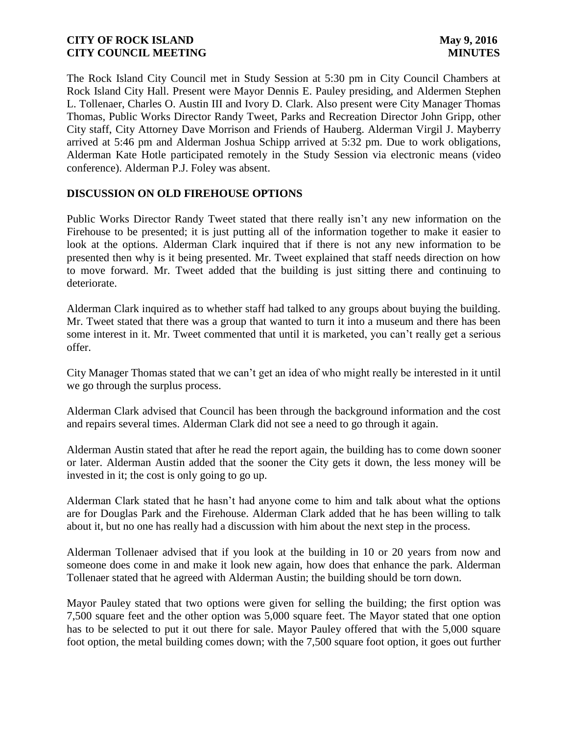The Rock Island City Council met in Study Session at 5:30 pm in City Council Chambers at Rock Island City Hall. Present were Mayor Dennis E. Pauley presiding, and Aldermen Stephen L. Tollenaer, Charles O. Austin III and Ivory D. Clark. Also present were City Manager Thomas Thomas, Public Works Director Randy Tweet, Parks and Recreation Director John Gripp, other City staff, City Attorney Dave Morrison and Friends of Hauberg. Alderman Virgil J. Mayberry arrived at 5:46 pm and Alderman Joshua Schipp arrived at 5:32 pm. Due to work obligations, Alderman Kate Hotle participated remotely in the Study Session via electronic means (video conference). Alderman P.J. Foley was absent.

## DISCUSSION ON OLD FIREHOUSE OPTIONS

Public Works Director Randy Tweet stated that there really isn't any new information on the Firehouse to be presented; it is just putting all of the information together to make it easier to look at the options. Alderman Clark inquired that if there is not any new information to be presented then why is it being presented. Mr. Tweet explained that staff needs direction on how to move forward. Mr. Tweet added that the building is just sitting there and continuing to deteriorate.

Alderman Clark inquired as to whether staff had talked to any groups about buying the building. Mr. Tweet stated that there was a group that wanted to turn it into a museum and there has been some interest in it. Mr. Tweet commented that until it is marketed, you can't really get a serious offer.

City Manager Thomas stated that we can't get an idea of who might really be interested in it until we go through the surplus process.

Alderman Clark advised that Council has been through the background information and the cost and repairs several times. Alderman Clark did not see a need to go through it again.

Alderman Austin stated that after he read the report again, the building has to come down sooner or later. Alderman Austin added that the sooner the City gets it down, the less money will be invested in it; the cost is only going to go up.

Alderman Clark stated that he hasn't had anyone come to him and talk about what the options are for Douglas Park and the Firehouse. Alderman Clark added that he has been willing to talk about it, but no one has really had a discussion with him about the next step in the process.

Alderman Tollenaer advised that if you look at the building in 10 or 20 years from now and someone does come in and make it look new again, how does that enhance the park. Alderman Tollenaer stated that he agreed with Alderman Austin; the building should be torn down.

Mayor Pauley stated that two options were given for selling the building; the first option was 7,500 square feet and the other option was 5,000 square feet. The Mayor stated that one option has to be selected to put it out there for sale. Mayor Pauley offered that with the 5,000 square foot option, the metal building comes down; with the 7,500 square foot option, it goes out further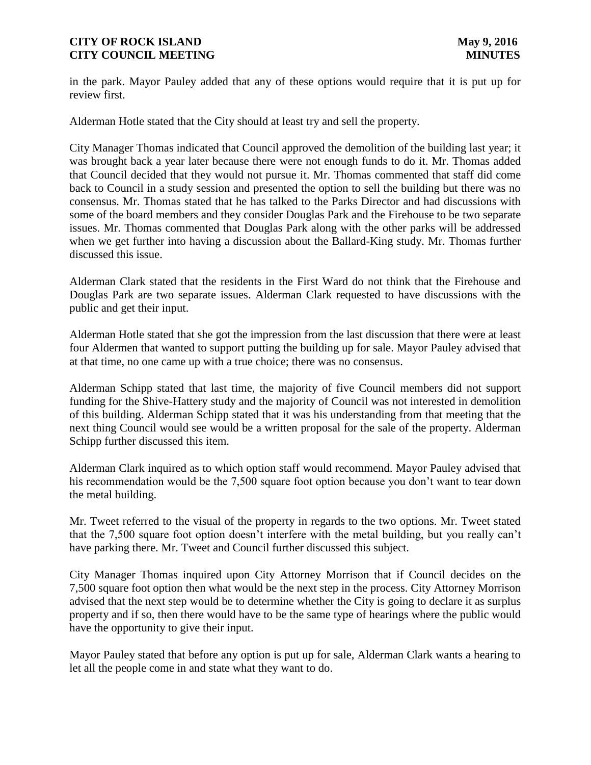in the park. Mayor Pauley added that any of these options would require that it is put up for review first.

Alderman Hotle stated that the City should at least try and sell the property.

City Manager Thomas indicated that Council approved the demolition of the building last year; it was brought back a year later because there were not enough funds to do it. Mr. Thomas added that Council decided that they would not pursue it. Mr. Thomas commented that staff did come back to Council in a study session and presented the option to sell the building but there was no consensus. Mr. Thomas stated that he has talked to the Parks Director and had discussions with some of the board members and they consider Douglas Park and the Firehouse to be two separate issues. Mr. Thomas commented that Douglas Park along with the other parks will be addressed when we get further into having a discussion about the Ballard-King study. Mr. Thomas further discussed this issue.

Alderman Clark stated that the residents in the First Ward do not think that the Firehouse and Douglas Park are two separate issues. Alderman Clark requested to have discussions with the public and get their input.

Alderman Hotle stated that she got the impression from the last discussion that there were at least four Aldermen that wanted to support putting the building up for sale. Mayor Pauley advised that at that time, no one came up with a true choice; there was no consensus.

Alderman Schipp stated that last time, the majority of five Council members did not support funding for the Shive-Hattery study and the majority of Council was not interested in demolition of this building. Alderman Schipp stated that it was his understanding from that meeting that the next thing Council would see would be a written proposal for the sale of the property. Alderman Schipp further discussed this item.

Alderman Clark inquired as to which option staff would recommend. Mayor Pauley advised that his recommendation would be the 7,500 square foot option because you don't want to tear down the metal building.

Mr. Tweet referred to the visual of the property in regards to the two options. Mr. Tweet stated that the 7,500 square foot option doesn't interfere with the metal building, but you really can't have parking there. Mr. Tweet and Council further discussed this subject.

City Manager Thomas inquired upon City Attorney Morrison that if Council decides on the 7,500 square foot option then what would be the next step in the process. City Attorney Morrison advised that the next step would be to determine whether the City is going to declare it as surplus property and if so, then there would have to be the same type of hearings where the public would have the opportunity to give their input.

Mayor Pauley stated that before any option is put up for sale, Alderman Clark wants a hearing to let all the people come in and state what they want to do.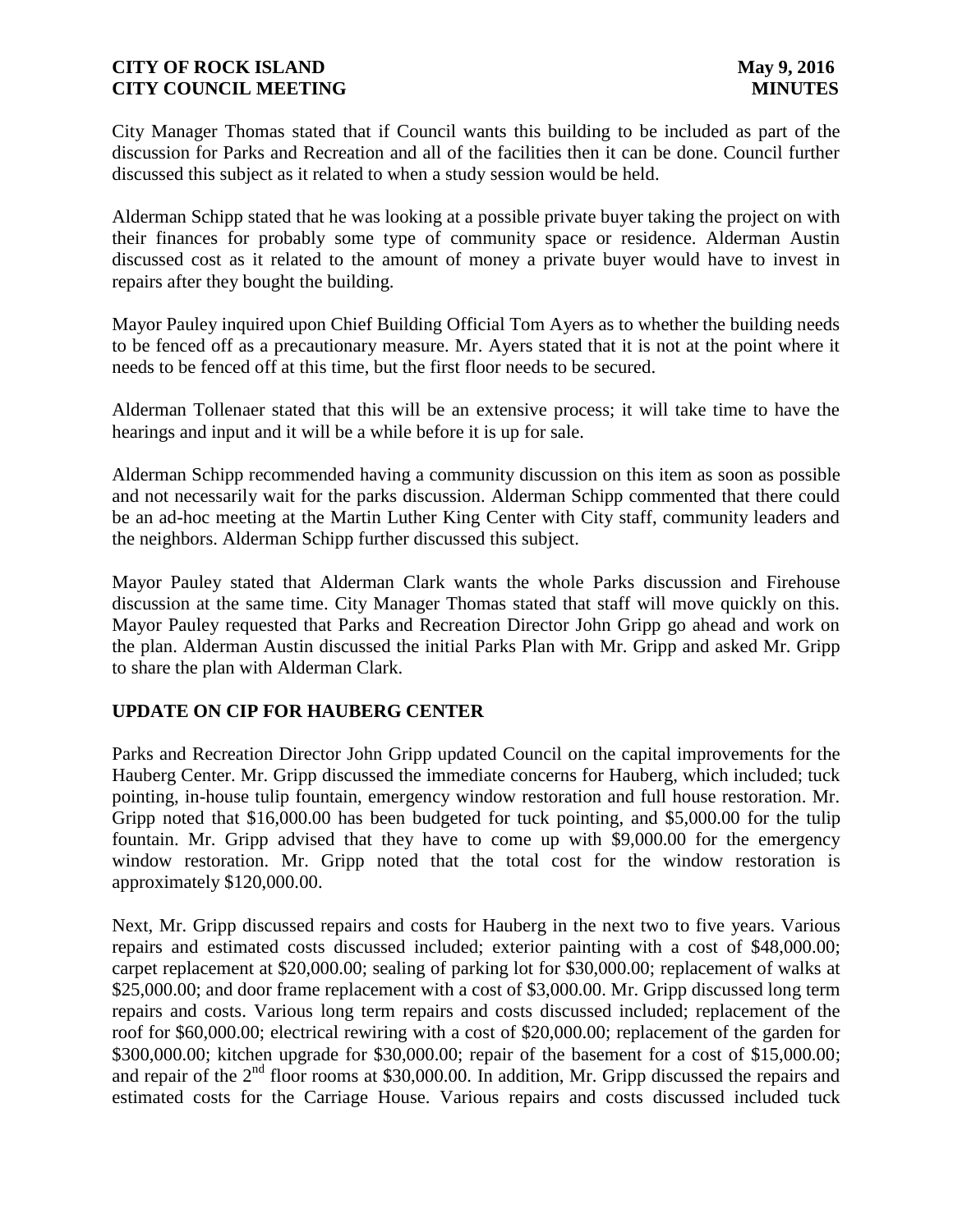City Manager Thomas stated that if Council wants this building to be included as part of the discussion for Parks and Recreation and all of the facilities then it can be done. Council further discussed this subject as it related to when a study session would be held.

Alderman Schipp stated that he was looking at a possible private buyer taking the project on with their finances for probably some type of community space or residence. Alderman Austin discussed cost as it related to the amount of money a private buyer would have to invest in repairs after they bought the building.

Mayor Pauley inquired upon Chief Building Official Tom Ayers as to whether the building needs to be fenced off as a precautionary measure. Mr. Ayers stated that it is not at the point where it needs to be fenced off at this time, but the first floor needs to be secured.

Alderman Tollenaer stated that this will be an extensive process; it will take time to have the hearings and input and it will be a while before it is up for sale.

Alderman Schipp recommended having a community discussion on this item as soon as possible and not necessarily wait for the parks discussion. Alderman Schipp commented that there could be an ad-hoc meeting at the Martin Luther King Center with City staff, community leaders and the neighbors. Alderman Schipp further discussed this subject.

Mayor Pauley stated that Alderman Clark wants the whole Parks discussion and Firehouse discussion at the same time. City Manager Thomas stated that staff will move quickly on this. Mayor Pauley requested that Parks and Recreation Director John Gripp go ahead and work on the plan. Alderman Austin discussed the initial Parks Plan with Mr. Gripp and asked Mr. Gripp to share the plan with Alderman Clark.

**UPDATE ON CIP FOR HAUBERG CENTER**

Parks and Recreation Director John Gripp updated Council on the capital improvements for the Hauberg Center. Mr. Gripp discussed the immediate concerns for Hauberg, which included; tuck pointing, in-house tulip fountain, emergency window restoration and full house restoration. Mr. Gripp noted that $16,000.00 has been budgeted for tuck pointing, and $5,000.00 for the tulip fountain. Mr. Gripp advised that they have to come up with $9,000.00 for the emergency window restoration. Mr. Gripp noted that the total cost for the window restoration is approximately $120,000.00.

Next, Mr. Gripp discussed repairs and costs for Hauberg in the next two to five years. Various repairs and estimated costs discussed included; exterior painting with a cost of $48,000.00; carpet replacement at $20,000.00; sealing of parking lot for $30,000.00; replacement of walks at $25,000.00; and door frame replacement with a cost of $3,000.00. Mr. Gripp discussed long term repairs and costs. Various long term repairs and costs discussed included; replacement of the roof for $60,000.00; electrical rewiring with a cost of $20,000.00; replacement of the garden for $300,000.00; kitchen upgrade for $30,000.00; repair of the basement for a cost of $15,000.00; and repair of the 2nd floor rooms at $30,000.00. In addition, Mr. Gripp discussed the repairs and estimated costs for the Carriage House. Various repairs and costs discussed included tuck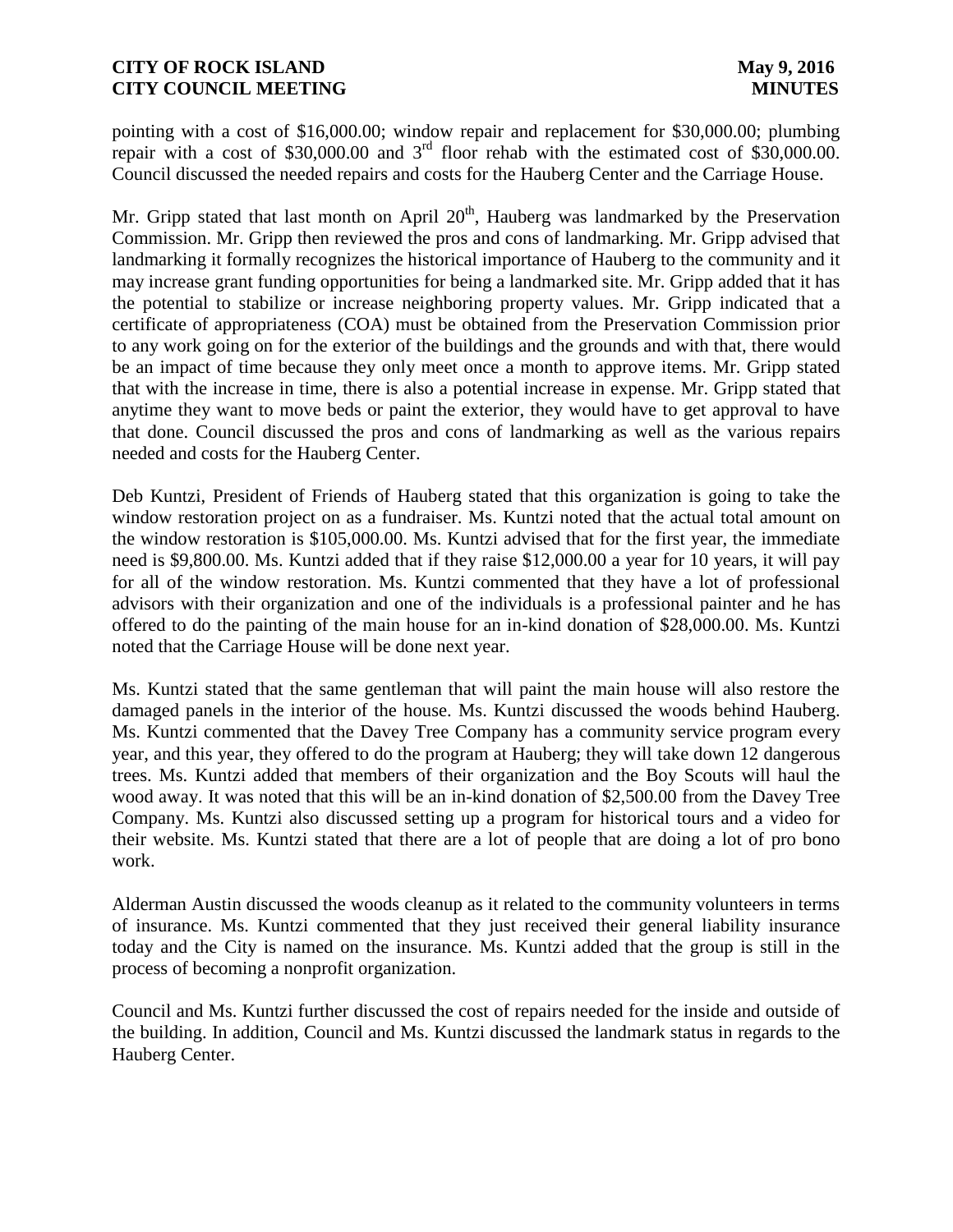pointing with a cost of $16,000.00; window repair and replacement for $30,000.00; plumbing repair with a cost of $30,000.00 and 3rd floor rehab with the estimated cost of $30,000.00. Council discussed the needed repairs and costs for the Hauberg Center and the Carriage House.

Mr. Gripp stated that last month on April 20th, Hauberg was landmarked by the Preservation Commission. Mr. Gripp then reviewed the pros and cons of landmarking. Mr. Gripp advised that landmarking it formally recognizes the historical importance of Hauberg to the community and it may increase grant funding opportunities for being a landmarked site. Mr. Gripp added that it has the potential to stabilize or increase neighboring property values. Mr. Gripp indicated that a certificate of appropriateness (COA) must be obtained from the Preservation Commission prior to any work going on for the exterior of the buildings and the grounds and with that, there would be an impact of time because they only meet once a month to approve items. Mr. Gripp stated that with the increase in time, there is also a potential increase in expense. Mr. Gripp stated that anytime they want to move beds or paint the exterior, they would have to get approval to have that done. Council discussed the pros and cons of landmarking as well as the various repairs needed and costs for the Hauberg Center.

Deb Kuntzi, President of Friends of Hauberg stated that this organization is going to take the window restoration project on as a fundraiser. Ms. Kuntzi noted that the actual total amount on the window restoration is $105,000.00. Ms. Kuntzi advised that for the first year, the immediate need is $9,800.00. Ms. Kuntzi added that if they raise $12,000.00 a year for 10 years, it will pay for all of the window restoration. Ms. Kuntzi commented that they have a lot of professional advisors with their organization and one of the individuals is a professional painter and he has offered to do the painting of the main house for an in-kind donation of $28,000.00. Ms. Kuntzi noted that the Carriage House will be done next year.

Ms. Kuntzi stated that the same gentleman that will paint the main house will also restore the damaged panels in the interior of the house. Ms. Kuntzi discussed the woods behind Hauberg. Ms. Kuntzi commented that the Davey Tree Company has a community service program every year, and this year, they offered to do the program at Hauberg; they will take down 12 dangerous trees. Ms. Kuntzi added that members of their organization and the Boy Scouts will haul the wood away. It was noted that this will be an in-kind donation of $2,500.00 from the Davey Tree Company. Ms. Kuntzi also discussed setting up a program for historical tours and a video for their website. Ms. Kuntzi stated that there are a lot of people that are doing a lot of pro bono work.

Alderman Austin discussed the woods cleanup as it related to the community volunteers in terms of insurance. Ms. Kuntzi commented that they just received their general liability insurance today and the City is named on the insurance. Ms. Kuntzi added that the group is still in the process of becoming a nonprofit organization.

Council and Ms. Kuntzi further discussed the cost of repairs needed for the inside and outside of the building. In addition, Council and Ms. Kuntzi discussed the landmark status in regards to the Hauberg Center.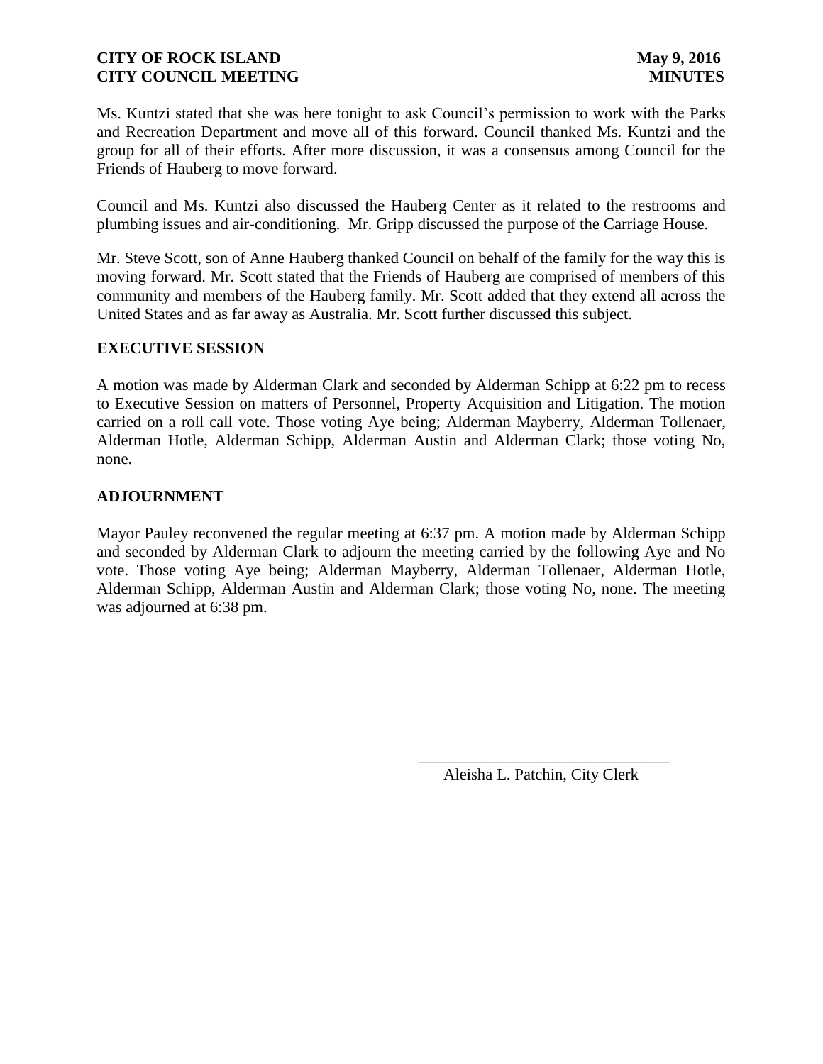Ms. Kuntzi stated that she was here tonight to ask Council's permission to work with the Parks and Recreation Department and move all of this forward. Council thanked Ms. Kuntzi and the group for all of their efforts. After more discussion, it was a consensus among Council for the Friends of Hauberg to move forward.

Council and Ms. Kuntzi also discussed the Hauberg Center as it related to the restrooms and plumbing issues and air-conditioning. Mr. Gripp discussed the purpose of the Carriage House.

Mr. Steve Scott, son of Anne Hauberg thanked Council on behalf of the family for the way this is moving forward. Mr. Scott stated that the Friends of Hauberg are comprised of members of this community and members of the Hauberg family. Mr. Scott added that they extend all across the United States and as far away as Australia. Mr. Scott further discussed this subject.

**EXECUTIVE SESSION**

A motion was made by Alderman Clark and seconded by Alderman Schipp at 6:22 pm to recess to Executive Session on matters of Personnel, Property Acquisition and Litigation. The motion carried on a roll call vote. Those voting Aye being; Alderman Mayberry, Alderman Tollenaer, Alderman Hotle, Alderman Schipp, Alderman Austin and Alderman Clark; those voting No, none.

**ADJOURNMENT**

Mayor Pauley reconvened the regular meeting at 6:37 pm. A motion made by Alderman Schipp and seconded by Alderman Clark to adjourn the meeting carried by the following Aye and No vote. Those voting Aye being; Alderman Mayberry, Alderman Tollenaer, Alderman Hotle, Alderman Schipp, Alderman Austin and Alderman Clark; those voting No, none. The meeting was adjourned at 6:38 pm.

\_\_\_\_\_\_\_\_\_\_\_\_\_\_\_\_\_\_\_\_\_\_\_\_\_\_\_\_\_\_

Aleisha L. Patchin, City Clerk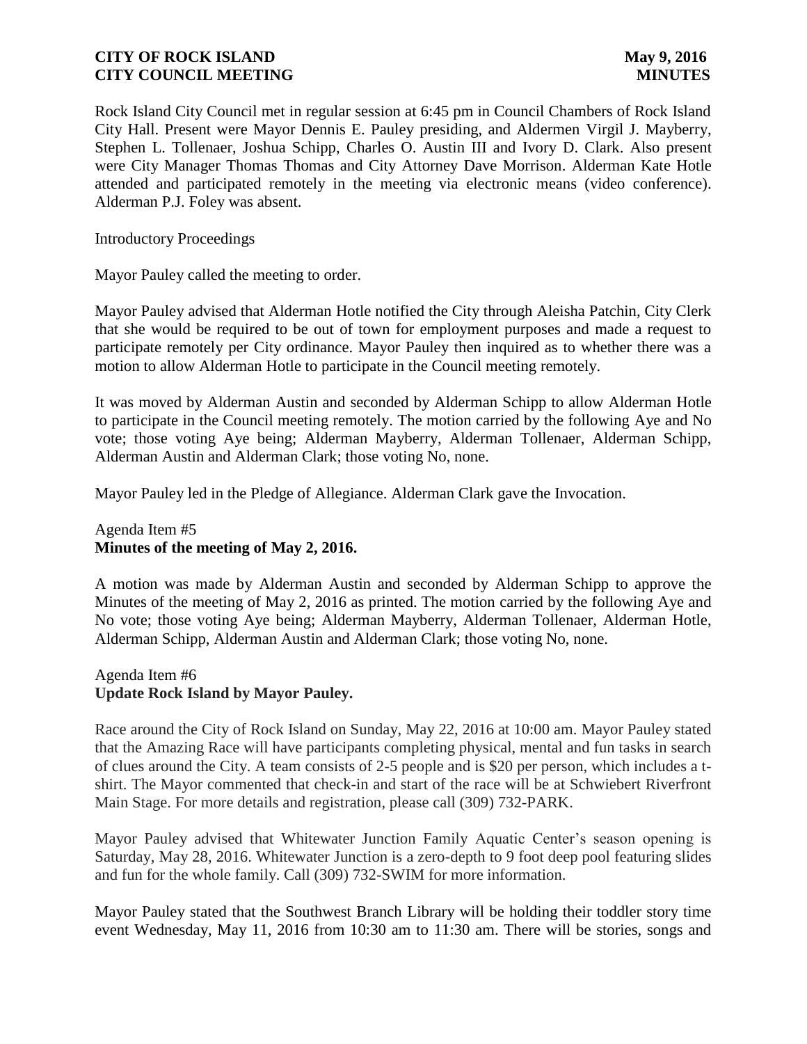Rock Island City Council met in regular session at 6:45 pm in Council Chambers of Rock Island City Hall. Present were Mayor Dennis E. Pauley presiding, and Aldermen Virgil J. Mayberry, Stephen L. Tollenaer, Joshua Schipp, Charles O. Austin III and Ivory D. Clark. Also present were City Manager Thomas Thomas and City Attorney Dave Morrison. Alderman Kate Hotle attended and participated remotely in the meeting via electronic means (video conference). Alderman P.J. Foley was absent.

Introductory Proceedings

Mayor Pauley called the meeting to order.

Mayor Pauley advised that Alderman Hotle notified the City through Aleisha Patchin, City Clerk that she would be required to be out of town for employment purposes and made a request to participate remotely per City ordinance. Mayor Pauley then inquired as to whether there was a motion to allow Alderman Hotle to participate in the Council meeting remotely.

It was moved by Alderman Austin and seconded by Alderman Schipp to allow Alderman Hotle to participate in the Council meeting remotely. The motion carried by the following Aye and No vote; those voting Aye being; Alderman Mayberry, Alderman Tollenaer, Alderman Schipp, Alderman Austin and Alderman Clark; those voting No, none.

Mayor Pauley led in the Pledge of Allegiance. Alderman Clark gave the Invocation.

Agenda Item #5
**Minutes of the meeting of May 2, 2016.**

A motion was made by Alderman Austin and seconded by Alderman Schipp to approve the Minutes of the meeting of May 2, 2016 as printed. The motion carried by the following Aye and No vote; those voting Aye being; Alderman Mayberry, Alderman Tollenaer, Alderman Hotle, Alderman Schipp, Alderman Austin and Alderman Clark; those voting No, none.

Agenda Item #6
**Update Rock Island by Mayor Pauley.**

Race around the City of Rock Island on Sunday, May 22, 2016 at 10:00 am. Mayor Pauley stated that the Amazing Race will have participants completing physical, mental and fun tasks in search of clues around the City. A team consists of 2-5 people and is $20 per person, which includes a t-shirt. The Mayor commented that check-in and start of the race will be at Schwiebert Riverfront Main Stage. For more details and registration, please call (309) 732-PARK.

Mayor Pauley advised that Whitewater Junction Family Aquatic Center's season opening is Saturday, May 28, 2016. Whitewater Junction is a zero-depth to 9 foot deep pool featuring slides and fun for the whole family. Call (309) 732-SWIM for more information.

Mayor Pauley stated that the Southwest Branch Library will be holding their toddler story time event Wednesday, May 11, 2016 from 10:30 am to 11:30 am. There will be stories, songs and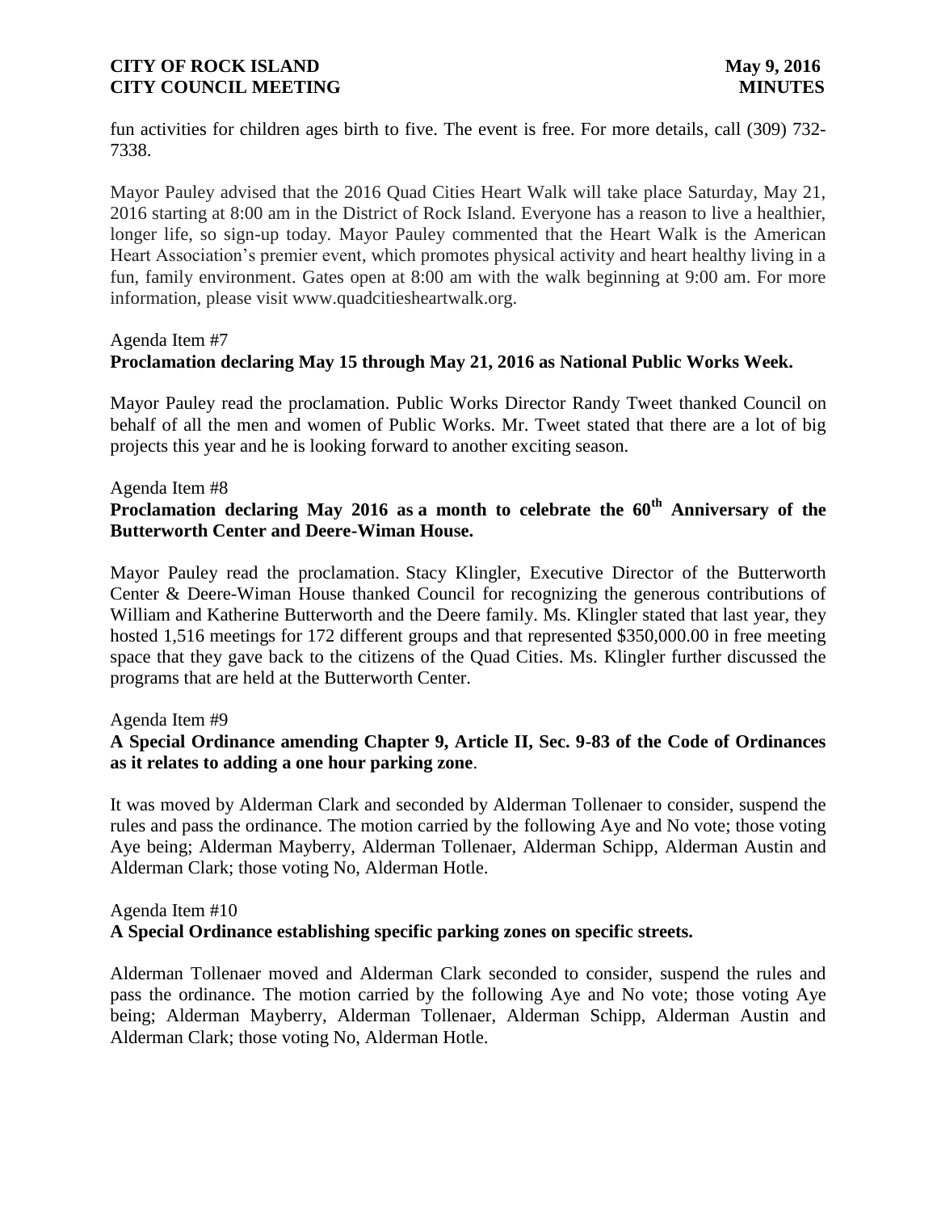fun activities for children ages birth to five. The event is free. For more details, call (309) 732-7338.

Mayor Pauley advised that the 2016 Quad Cities Heart Walk will take place Saturday, May 21, 2016 starting at 8:00 am in the District of Rock Island. Everyone has a reason to live a healthier, longer life, so sign-up today. Mayor Pauley commented that the Heart Walk is the American Heart Association's premier event, which promotes physical activity and heart healthy living in a fun, family environment. Gates open at 8:00 am with the walk beginning at 9:00 am. For more information, please visit www.quadcitiesheartwalk.org.

Agenda Item #7
**Proclamation declaring May 15 through May 21, 2016 as National Public Works Week.**

Mayor Pauley read the proclamation. Public Works Director Randy Tweet thanked Council on behalf of all the men and women of Public Works. Mr. Tweet stated that there are a lot of big projects this year and he is looking forward to another exciting season.

Agenda Item #8
**Proclamation declaring May 2016 as a month to celebrate the 60th Anniversary of the Butterworth Center and Deere-Wiman House.**

Mayor Pauley read the proclamation. Stacy Klingler, Executive Director of the Butterworth Center & Deere-Wiman House thanked Council for recognizing the generous contributions of William and Katherine Butterworth and the Deere family. Ms. Klingler stated that last year, they hosted 1,516 meetings for 172 different groups and that represented $350,000.00 in free meeting space that they gave back to the citizens of the Quad Cities. Ms. Klingler further discussed the programs that are held at the Butterworth Center.

Agenda Item #9
**A Special Ordinance amending Chapter 9, Article II, Sec. 9-83 of the Code of Ordinances as it relates to adding a one hour parking zone**.

It was moved by Alderman Clark and seconded by Alderman Tollenaer to consider, suspend the rules and pass the ordinance. The motion carried by the following Aye and No vote; those voting Aye being; Alderman Mayberry, Alderman Tollenaer, Alderman Schipp, Alderman Austin and Alderman Clark; those voting No, Alderman Hotle.

Agenda Item #10
**A Special Ordinance establishing specific parking zones on specific streets.**

Alderman Tollenaer moved and Alderman Clark seconded to consider, suspend the rules and pass the ordinance. The motion carried by the following Aye and No vote; those voting Aye being; Alderman Mayberry, Alderman Tollenaer, Alderman Schipp, Alderman Austin and Alderman Clark; those voting No, Alderman Hotle.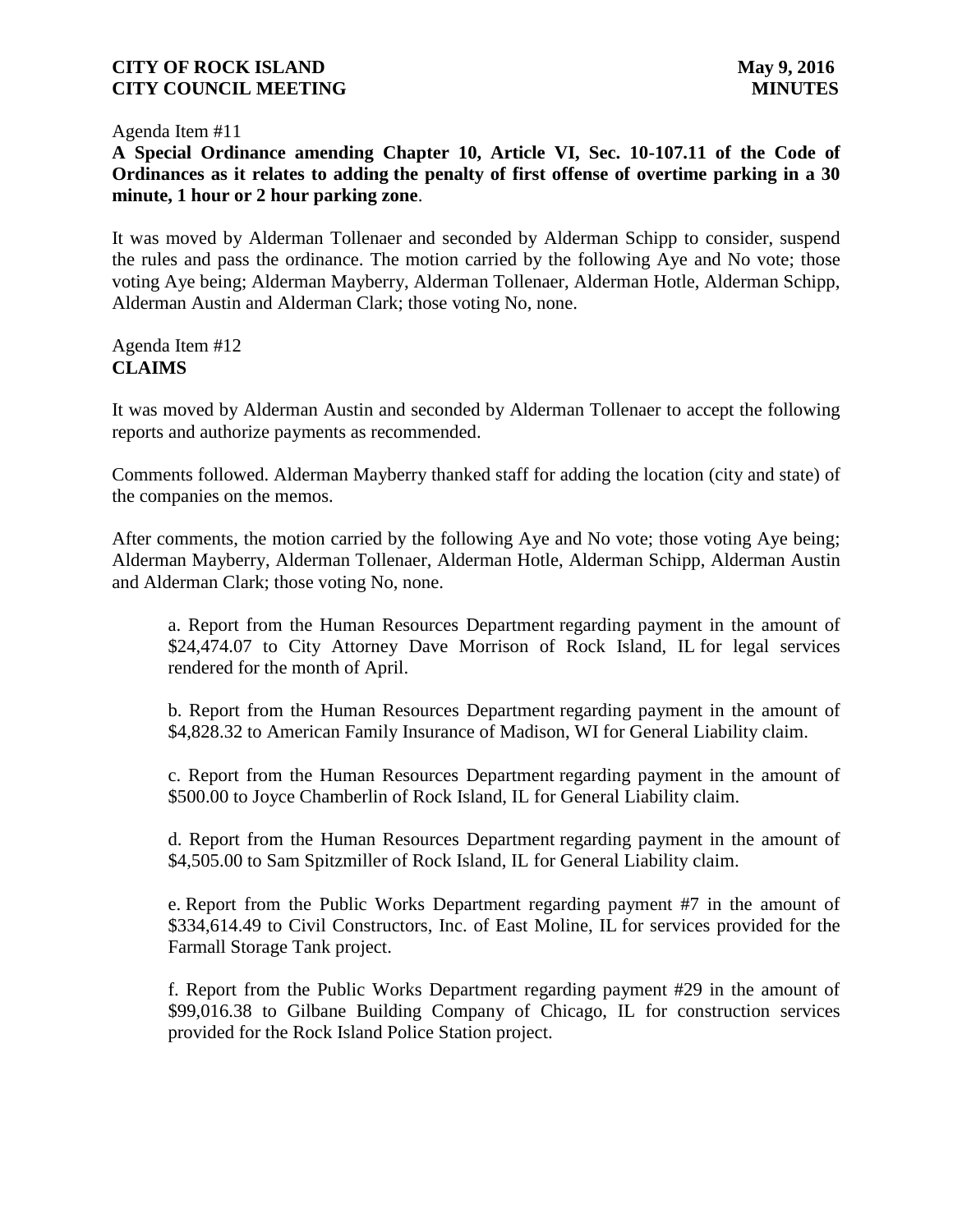Agenda Item #11

**A Special Ordinance amending Chapter 10, Article VI, Sec. 10-107.11 of the Code of Ordinances as it relates to adding the penalty of first offense of overtime parking in a 30 minute, 1 hour or 2 hour parking zone**.

It was moved by Alderman Tollenaer and seconded by Alderman Schipp to consider, suspend the rules and pass the ordinance. The motion carried by the following Aye and No vote; those voting Aye being; Alderman Mayberry, Alderman Tollenaer, Alderman Hotle, Alderman Schipp, Alderman Austin and Alderman Clark; those voting No, none.

Agenda Item #12

**CLAIMS**

It was moved by Alderman Austin and seconded by Alderman Tollenaer to accept the following reports and authorize payments as recommended.

Comments followed. Alderman Mayberry thanked staff for adding the location (city and state) of the companies on the memos.

After comments, the motion carried by the following Aye and No vote; those voting Aye being; Alderman Mayberry, Alderman Tollenaer, Alderman Hotle, Alderman Schipp, Alderman Austin and Alderman Clark; those voting No, none.

a. Report from the Human Resources Department regarding payment in the amount of $24,474.07 to City Attorney Dave Morrison of Rock Island, IL for legal services rendered for the month of April.

b. Report from the Human Resources Department regarding payment in the amount of $4,828.32 to American Family Insurance of Madison, WI for General Liability claim.

c. Report from the Human Resources Department regarding payment in the amount of $500.00 to Joyce Chamberlin of Rock Island, IL for General Liability claim.

d. Report from the Human Resources Department regarding payment in the amount of $4,505.00 to Sam Spitzmiller of Rock Island, IL for General Liability claim.

e. Report from the Public Works Department regarding payment #7 in the amount of $334,614.49 to Civil Constructors, Inc. of East Moline, IL for services provided for the Farmall Storage Tank project.

f. Report from the Public Works Department regarding payment #29 in the amount of $99,016.38 to Gilbane Building Company of Chicago, IL for construction services provided for the Rock Island Police Station project.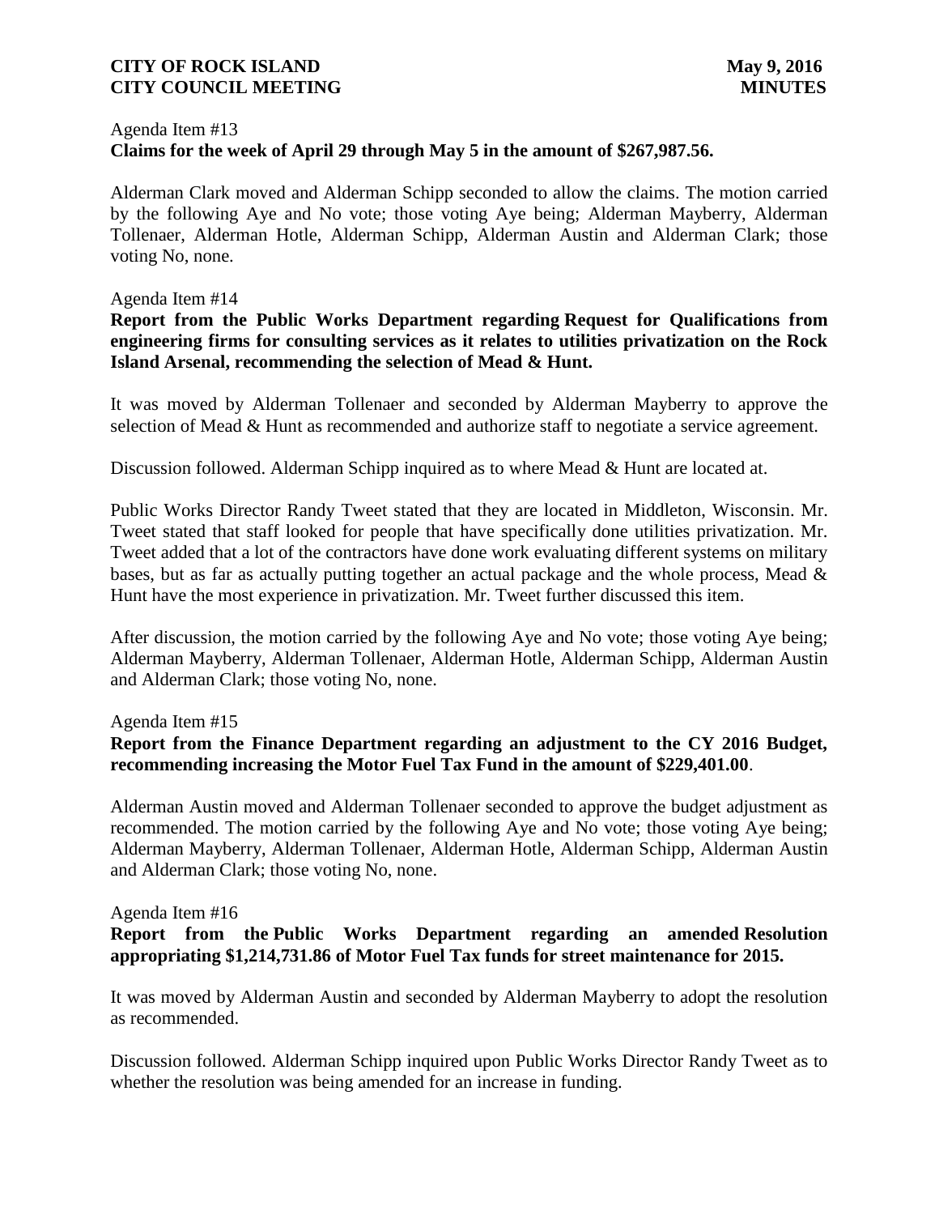Agenda Item #13
**Claims for the week of April 29 through May 5 in the amount of $267,987.56.**

Alderman Clark moved and Alderman Schipp seconded to allow the claims. The motion carried by the following Aye and No vote; those voting Aye being; Alderman Mayberry, Alderman Tollenaer, Alderman Hotle, Alderman Schipp, Alderman Austin and Alderman Clark; those voting No, none.

Agenda Item #14
**Report from the Public Works Department regarding Request for Qualifications from engineering firms for consulting services as it relates to utilities privatization on the Rock Island Arsenal, recommending the selection of Mead & Hunt.**

It was moved by Alderman Tollenaer and seconded by Alderman Mayberry to approve the selection of Mead & Hunt as recommended and authorize staff to negotiate a service agreement.

Discussion followed. Alderman Schipp inquired as to where Mead & Hunt are located at.

Public Works Director Randy Tweet stated that they are located in Middleton, Wisconsin. Mr. Tweet stated that staff looked for people that have specifically done utilities privatization. Mr. Tweet added that a lot of the contractors have done work evaluating different systems on military bases, but as far as actually putting together an actual package and the whole process, Mead & Hunt have the most experience in privatization. Mr. Tweet further discussed this item.

After discussion, the motion carried by the following Aye and No vote; those voting Aye being; Alderman Mayberry, Alderman Tollenaer, Alderman Hotle, Alderman Schipp, Alderman Austin and Alderman Clark; those voting No, none.

Agenda Item #15
**Report from the Finance Department regarding an adjustment to the CY 2016 Budget, recommending increasing the Motor Fuel Tax Fund in the amount of $229,401.00**.

Alderman Austin moved and Alderman Tollenaer seconded to approve the budget adjustment as recommended. The motion carried by the following Aye and No vote; those voting Aye being; Alderman Mayberry, Alderman Tollenaer, Alderman Hotle, Alderman Schipp, Alderman Austin and Alderman Clark; those voting No, none.

Agenda Item #16
**Report from the Public Works Department regarding an amended Resolution appropriating $1,214,731.86 of Motor Fuel Tax funds for street maintenance for 2015.**

It was moved by Alderman Austin and seconded by Alderman Mayberry to adopt the resolution as recommended.

Discussion followed. Alderman Schipp inquired upon Public Works Director Randy Tweet as to whether the resolution was being amended for an increase in funding.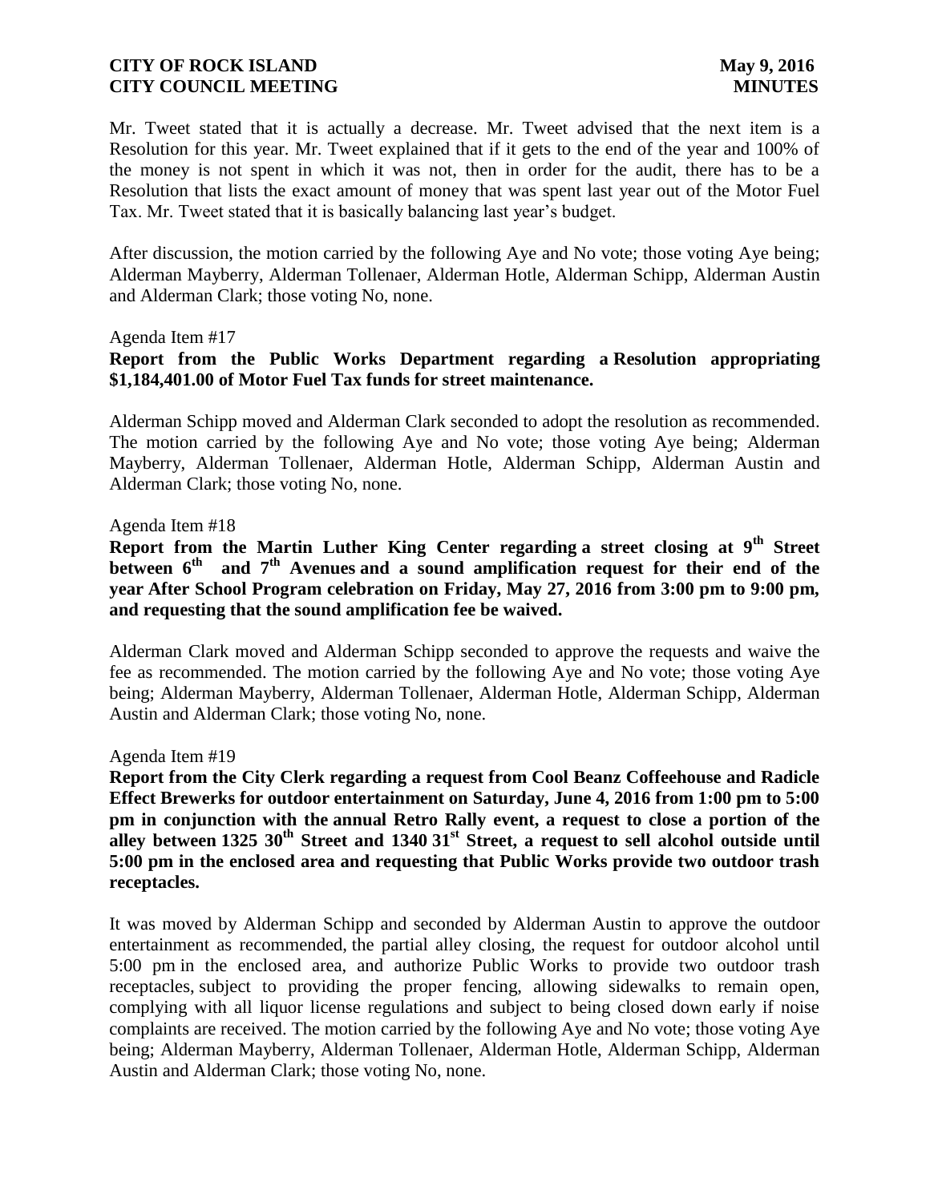Mr. Tweet stated that it is actually a decrease. Mr. Tweet advised that the next item is a Resolution for this year. Mr. Tweet explained that if it gets to the end of the year and 100% of the money is not spent in which it was not, then in order for the audit, there has to be a Resolution that lists the exact amount of money that was spent last year out of the Motor Fuel Tax. Mr. Tweet stated that it is basically balancing last year's budget.

After discussion, the motion carried by the following Aye and No vote; those voting Aye being; Alderman Mayberry, Alderman Tollenaer, Alderman Hotle, Alderman Schipp, Alderman Austin and Alderman Clark; those voting No, none.

Agenda Item #17

**Report from the Public Works Department regarding a Resolution appropriating $1,184,401.00 of Motor Fuel Tax funds for street maintenance.**

Alderman Schipp moved and Alderman Clark seconded to adopt the resolution as recommended. The motion carried by the following Aye and No vote; those voting Aye being; Alderman Mayberry, Alderman Tollenaer, Alderman Hotle, Alderman Schipp, Alderman Austin and Alderman Clark; those voting No, none.

Agenda Item #18

**Report from the Martin Luther King Center regarding a street closing at 9th Street between 6th and 7th Avenues and a sound amplification request for their end of the year After School Program celebration on Friday, May 27, 2016 from 3:00 pm to 9:00 pm, and requesting that the sound amplification fee be waived.**

Alderman Clark moved and Alderman Schipp seconded to approve the requests and waive the fee as recommended. The motion carried by the following Aye and No vote; those voting Aye being; Alderman Mayberry, Alderman Tollenaer, Alderman Hotle, Alderman Schipp, Alderman Austin and Alderman Clark; those voting No, none.

Agenda Item #19

**Report from the City Clerk regarding a request from Cool Beanz Coffeehouse and Radicle Effect Brewerks for outdoor entertainment on Saturday, June 4, 2016 from 1:00 pm to 5:00 pm in conjunction with the annual Retro Rally event, a request to close a portion of the alley between 1325 30th Street and 1340 31st Street, a request to sell alcohol outside until 5:00 pm in the enclosed area and requesting that Public Works provide two outdoor trash receptacles.**

It was moved by Alderman Schipp and seconded by Alderman Austin to approve the outdoor entertainment as recommended, the partial alley closing, the request for outdoor alcohol until 5:00 pm in the enclosed area, and authorize Public Works to provide two outdoor trash receptacles, subject to providing the proper fencing, allowing sidewalks to remain open, complying with all liquor license regulations and subject to being closed down early if noise complaints are received. The motion carried by the following Aye and No vote; those voting Aye being; Alderman Mayberry, Alderman Tollenaer, Alderman Hotle, Alderman Schipp, Alderman Austin and Alderman Clark; those voting No, none.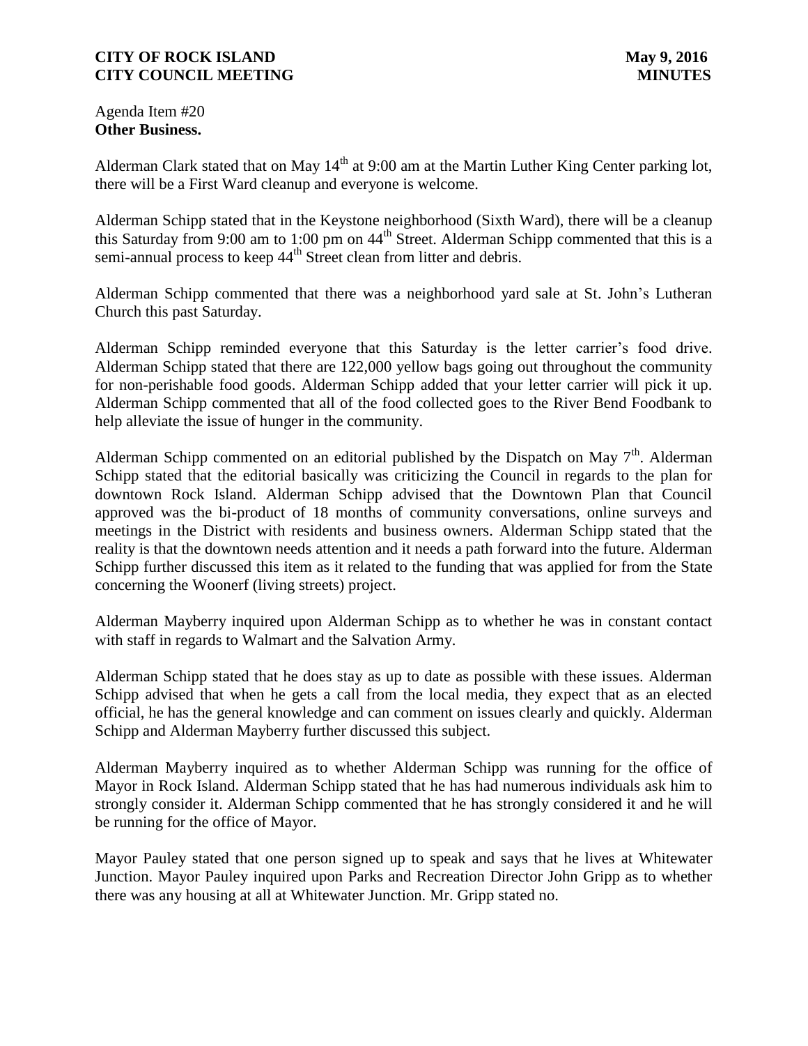Agenda Item #20
**Other Business.**

Alderman Clark stated that on May 14th at 9:00 am at the Martin Luther King Center parking lot, there will be a First Ward cleanup and everyone is welcome.

Alderman Schipp stated that in the Keystone neighborhood (Sixth Ward), there will be a cleanup this Saturday from 9:00 am to 1:00 pm on 44th Street. Alderman Schipp commented that this is a semi-annual process to keep 44th Street clean from litter and debris.

Alderman Schipp commented that there was a neighborhood yard sale at St. John's Lutheran Church this past Saturday.

Alderman Schipp reminded everyone that this Saturday is the letter carrier's food drive. Alderman Schipp stated that there are 122,000 yellow bags going out throughout the community for non-perishable food goods. Alderman Schipp added that your letter carrier will pick it up. Alderman Schipp commented that all of the food collected goes to the River Bend Foodbank to help alleviate the issue of hunger in the community.

Alderman Schipp commented on an editorial published by the Dispatch on May 7th. Alderman Schipp stated that the editorial basically was criticizing the Council in regards to the plan for downtown Rock Island. Alderman Schipp advised that the Downtown Plan that Council approved was the bi-product of 18 months of community conversations, online surveys and meetings in the District with residents and business owners. Alderman Schipp stated that the reality is that the downtown needs attention and it needs a path forward into the future. Alderman Schipp further discussed this item as it related to the funding that was applied for from the State concerning the Woonerf (living streets) project.

Alderman Mayberry inquired upon Alderman Schipp as to whether he was in constant contact with staff in regards to Walmart and the Salvation Army.

Alderman Schipp stated that he does stay as up to date as possible with these issues. Alderman Schipp advised that when he gets a call from the local media, they expect that as an elected official, he has the general knowledge and can comment on issues clearly and quickly. Alderman Schipp and Alderman Mayberry further discussed this subject.

Alderman Mayberry inquired as to whether Alderman Schipp was running for the office of Mayor in Rock Island. Alderman Schipp stated that he has had numerous individuals ask him to strongly consider it. Alderman Schipp commented that he has strongly considered it and he will be running for the office of Mayor.

Mayor Pauley stated that one person signed up to speak and says that he lives at Whitewater Junction. Mayor Pauley inquired upon Parks and Recreation Director John Gripp as to whether there was any housing at all at Whitewater Junction. Mr. Gripp stated no.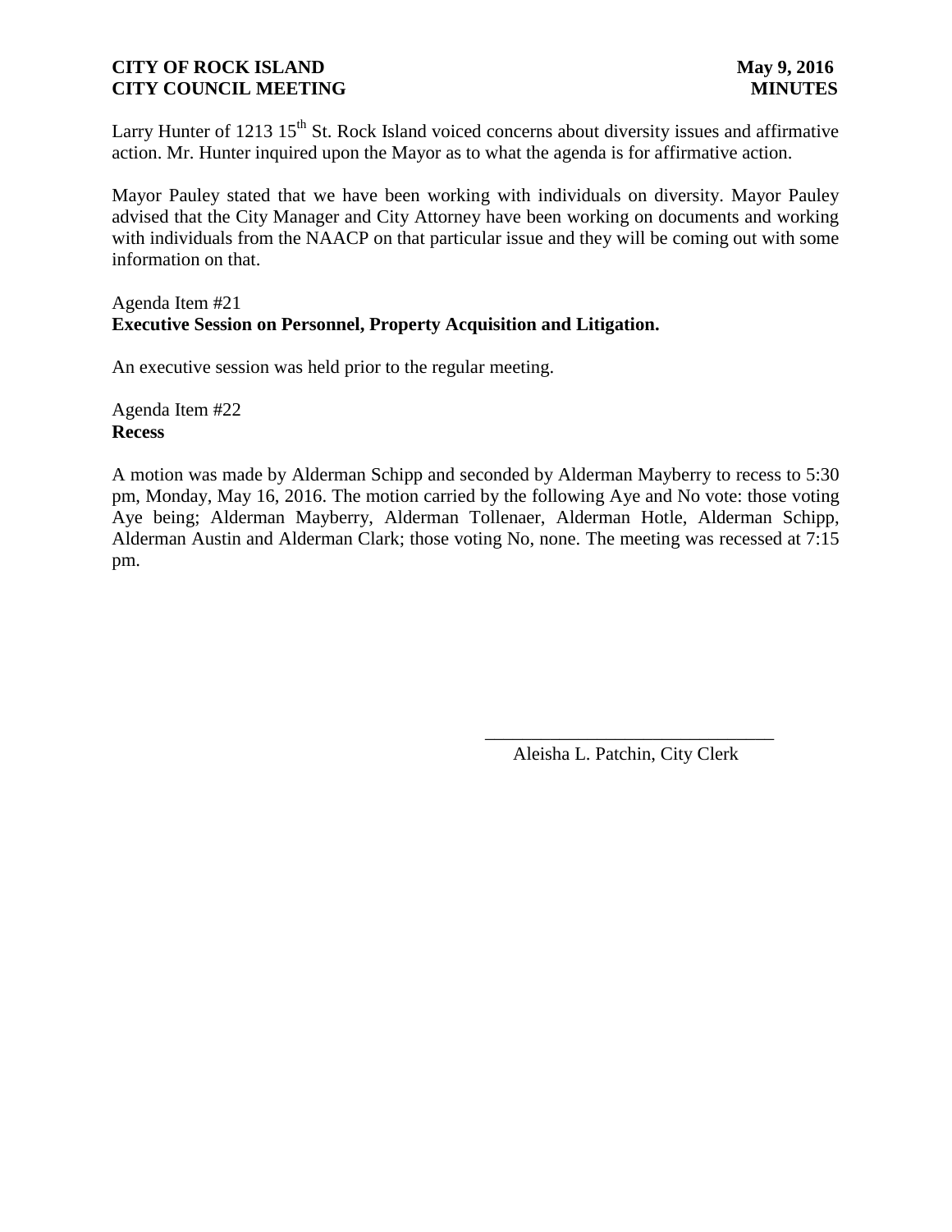Larry Hunter of 1213 15th St. Rock Island voiced concerns about diversity issues and affirmative action. Mr. Hunter inquired upon the Mayor as to what the agenda is for affirmative action.

Mayor Pauley stated that we have been working with individuals on diversity. Mayor Pauley advised that the City Manager and City Attorney have been working on documents and working with individuals from the NAACP on that particular issue and they will be coming out with some information on that.

Agenda Item #21
**Executive Session on Personnel, Property Acquisition and Litigation.**

An executive session was held prior to the regular meeting.

Agenda Item #22
**Recess**

A motion was made by Alderman Schipp and seconded by Alderman Mayberry to recess to 5:30 pm, Monday, May 16, 2016. The motion carried by the following Aye and No vote: those voting Aye being; Alderman Mayberry, Alderman Tollenaer, Alderman Hotle, Alderman Schipp, Alderman Austin and Alderman Clark; those voting No, none. The meeting was recessed at 7:15 pm.

\_\_\_\_\_\_\_\_\_\_\_\_\_\_\_\_\_\_\_\_\_\_\_\_\_\_\_\_\_\_\_\_

Aleisha L. Patchin, City Clerk